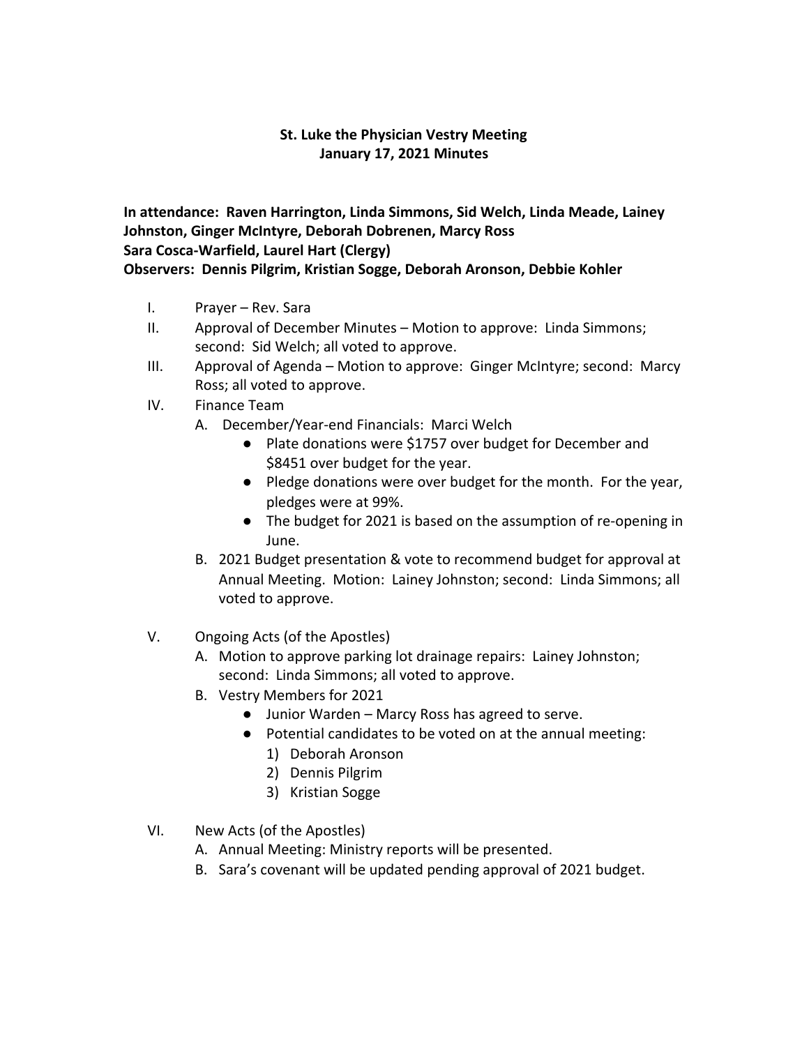**St. Luke the Physician Vestry Meeting**
**January 17, 2021 Minutes**

**In attendance: Raven Harrington, Linda Simmons, Sid Welch, Linda Meade, Lainey Johnston, Ginger McIntyre, Deborah Dobrenen, Marcy Ross**
**Sara Cosca-Warfield, Laurel Hart (Clergy)**
**Observers: Dennis Pilgrim, Kristian Sogge, Deborah Aronson, Debbie Kohler**

I. Prayer – Rev. Sara

II. Approval of December Minutes – Motion to approve: Linda Simmons; second: Sid Welch; all voted to approve.

III. Approval of Agenda – Motion to approve: Ginger McIntyre; second: Marcy Ross; all voted to approve.

IV. Finance Team

  A. December/Year-end Financials: Marci Welch
  - Plate donations were $1757 over budget for December and $8451 over budget for the year.
  - Pledge donations were over budget for the month. For the year, pledges were at 99%.
  - The budget for 2021 is based on the assumption of re-opening in June.

  B. 2021 Budget presentation & vote to recommend budget for approval at Annual Meeting. Motion: Lainey Johnston; second: Linda Simmons; all voted to approve.

V. Ongoing Acts (of the Apostles)

  A. Motion to approve parking lot drainage repairs: Lainey Johnston; second: Linda Simmons; all voted to approve.

  B. Vestry Members for 2021
  - Junior Warden – Marcy Ross has agreed to serve.
  - Potential candidates to be voted on at the annual meeting:
    1) Deborah Aronson
    2) Dennis Pilgrim
    3) Kristian Sogge

VI. New Acts (of the Apostles)

  A. Annual Meeting: Ministry reports will be presented.

  B. Sara's covenant will be updated pending approval of 2021 budget.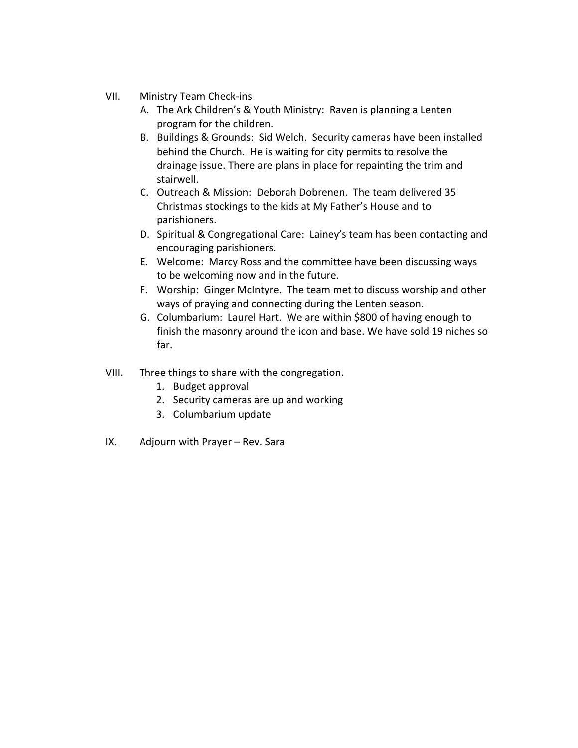VII. Ministry Team Check-ins

A. The Ark Children's & Youth Ministry: Raven is planning a Lenten program for the children.

B. Buildings & Grounds: Sid Welch. Security cameras have been installed behind the Church. He is waiting for city permits to resolve the drainage issue. There are plans in place for repainting the trim and stairwell.

C. Outreach & Mission: Deborah Dobrenen. The team delivered 35 Christmas stockings to the kids at My Father's House and to parishioners.

D. Spiritual & Congregational Care: Lainey's team has been contacting and encouraging parishioners.

E. Welcome: Marcy Ross and the committee have been discussing ways to be welcoming now and in the future.

F. Worship: Ginger McIntyre. The team met to discuss worship and other ways of praying and connecting during the Lenten season.

G. Columbarium: Laurel Hart. We are within $800 of having enough to finish the masonry around the icon and base. We have sold 19 niches so far.

VIII. Three things to share with the congregation.

1. Budget approval
2. Security cameras are up and working
3. Columbarium update

IX. Adjourn with Prayer – Rev. Sara